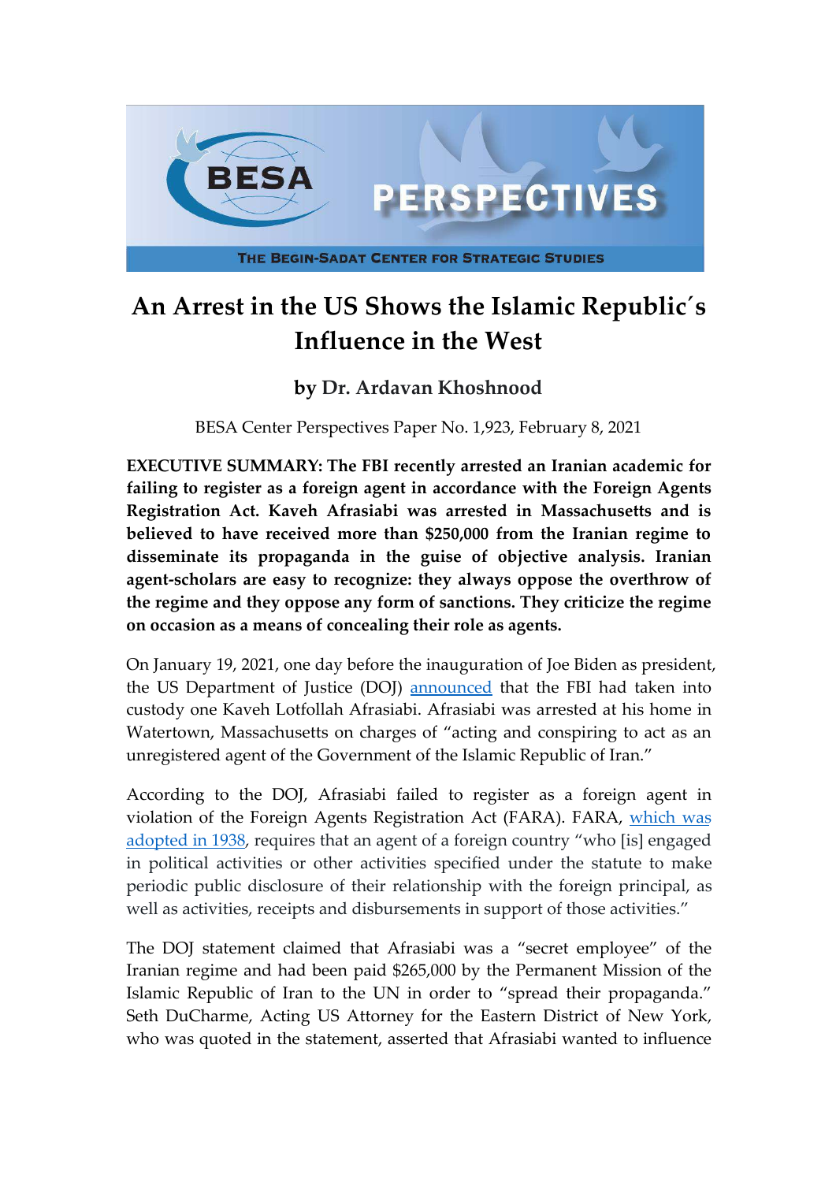# An Arrest in the US Shows the Islamic Republic´s Influence in the West

**by Dr. Ardavan Khoshnood**

BESA Center Perspectives Paper No. 1,923, February 8, 2021

**EXECUTIVE SUMMARY: The FBI recently arrested an Iranian academic for failing to register as a foreign agent in accordance with the Foreign Agents Registration Act. Kaveh Afrasiabi was arrested in Massachusetts and is believed to have received more than $250,000 from the Iranian regime to disseminate its propaganda in the guise of objective analysis. Iranian agent-scholars are easy to recognize: they always oppose the overthrow of the regime and they oppose any form of sanctions. They criticize the regime on occasion as a means of concealing their role as agents.**

On January 19, 2021, one day before the inauguration of Joe Biden as president, the US Department of Justice (DOJ) announced that the FBI had taken into custody one Kaveh Lotfollah Afrasiabi. Afrasiabi was arrested at his home in Watertown, Massachusetts on charges of "acting and conspiring to act as an unregistered agent of the Government of the Islamic Republic of Iran."

According to the DOJ, Afrasiabi failed to register as a foreign agent in violation of the Foreign Agents Registration Act (FARA). FARA, which was adopted in 1938, requires that an agent of a foreign country "who [is] engaged in political activities or other activities specified under the statute to make periodic public disclosure of their relationship with the foreign principal, as well as activities, receipts and disbursements in support of those activities."

The DOJ statement claimed that Afrasiabi was a "secret employee" of the Iranian regime and had been paid $265,000 by the Permanent Mission of the Islamic Republic of Iran to the UN in order to "spread their propaganda." Seth DuCharme, Acting US Attorney for the Eastern District of New York, who was quoted in the statement, asserted that Afrasiabi wanted to influence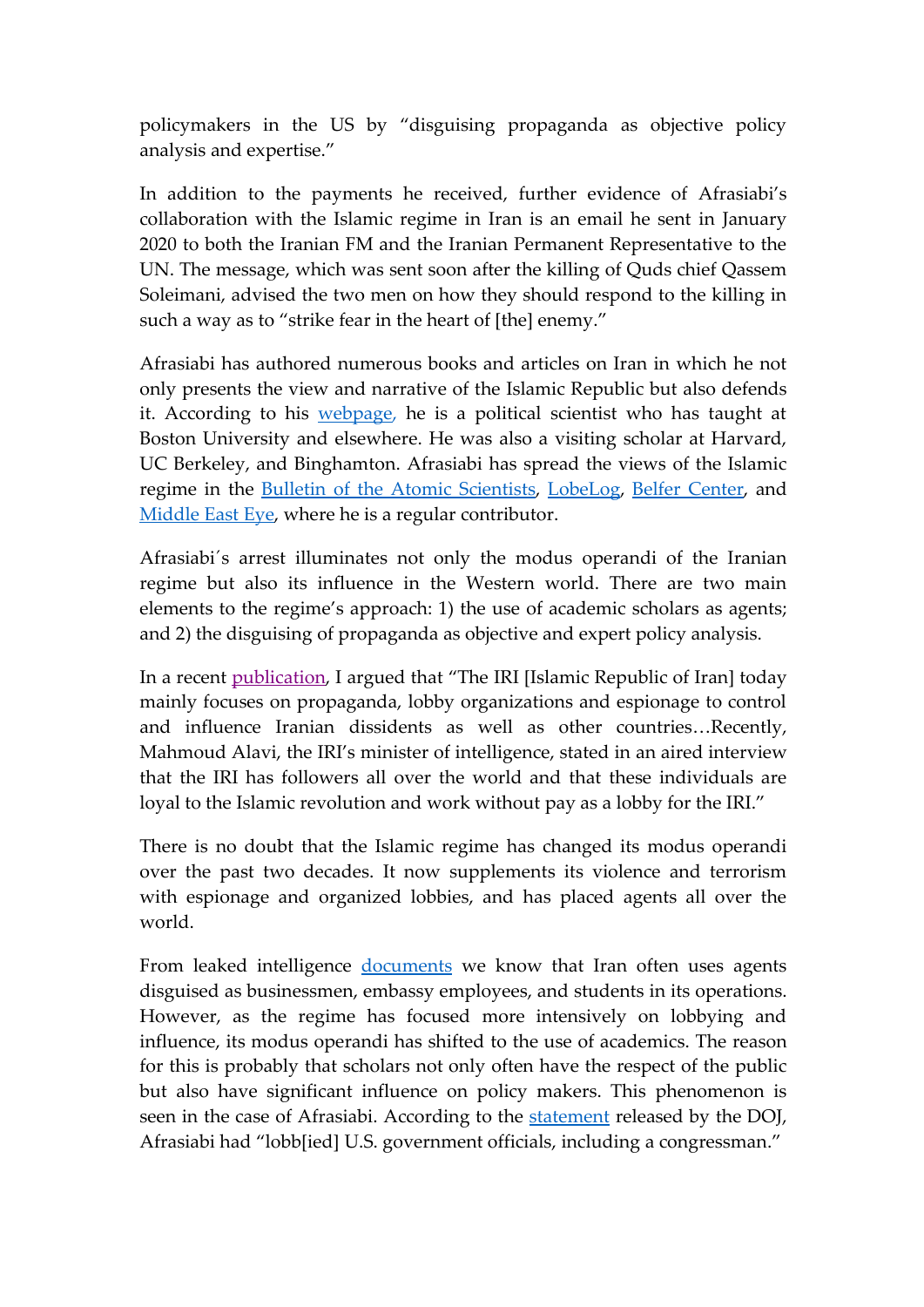policymakers in the US by "disguising propaganda as objective policy analysis and expertise."

In addition to the payments he received, further evidence of Afrasiabi's collaboration with the Islamic regime in Iran is an email he sent in January 2020 to both the Iranian FM and the Iranian Permanent Representative to the UN. The message, which was sent soon after the killing of Quds chief Qassem Soleimani, advised the two men on how they should respond to the killing in such a way as to "strike fear in the heart of [the] enemy."

Afrasiabi has authored numerous books and articles on Iran in which he not only presents the view and narrative of the Islamic Republic but also defends it. According to his webpage, he is a political scientist who has taught at Boston University and elsewhere. He was also a visiting scholar at Harvard, UC Berkeley, and Binghamton. Afrasiabi has spread the views of the Islamic regime in the Bulletin of the Atomic Scientists, LobeLog, Belfer Center, and Middle East Eye, where he is a regular contributor.

Afrasiabi´s arrest illuminates not only the modus operandi of the Iranian regime but also its influence in the Western world. There are two main elements to the regime's approach: 1) the use of academic scholars as agents; and 2) the disguising of propaganda as objective and expert policy analysis.

In a recent publication, I argued that "The IRI [Islamic Republic of Iran] today mainly focuses on propaganda, lobby organizations and espionage to control and influence Iranian dissidents as well as other countries…Recently, Mahmoud Alavi, the IRI's minister of intelligence, stated in an aired interview that the IRI has followers all over the world and that these individuals are loyal to the Islamic revolution and work without pay as a lobby for the IRI."

There is no doubt that the Islamic regime has changed its modus operandi over the past two decades. It now supplements its violence and terrorism with espionage and organized lobbies, and has placed agents all over the world.

From leaked intelligence documents we know that Iran often uses agents disguised as businessmen, embassy employees, and students in its operations. However, as the regime has focused more intensively on lobbying and influence, its modus operandi has shifted to the use of academics. The reason for this is probably that scholars not only often have the respect of the public but also have significant influence on policy makers. This phenomenon is seen in the case of Afrasiabi. According to the statement released by the DOJ, Afrasiabi had "lobb[ied] U.S. government officials, including a congressman."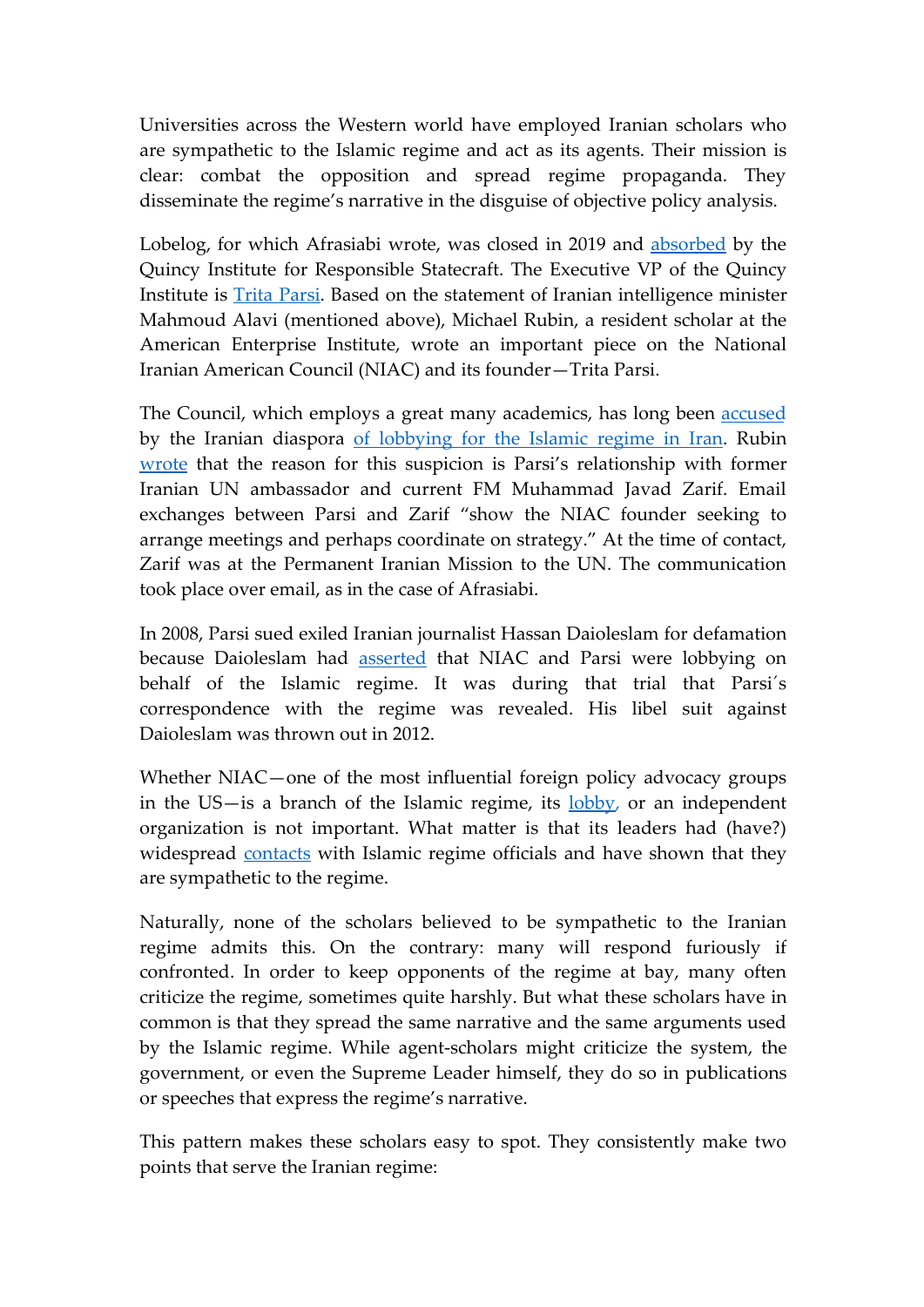Universities across the Western world have employed Iranian scholars who are sympathetic to the Islamic regime and act as its agents. Their mission is clear: combat the opposition and spread regime propaganda. They disseminate the regime's narrative in the disguise of objective policy analysis.

Lobelog, for which Afrasiabi wrote, was closed in 2019 and absorbed by the Quincy Institute for Responsible Statecraft. The Executive VP of the Quincy Institute is Trita Parsi. Based on the statement of Iranian intelligence minister Mahmoud Alavi (mentioned above), Michael Rubin, a resident scholar at the American Enterprise Institute, wrote an important piece on the National Iranian American Council (NIAC) and its founder—Trita Parsi.

The Council, which employs a great many academics, has long been accused by the Iranian diaspora of lobbying for the Islamic regime in Iran. Rubin wrote that the reason for this suspicion is Parsi's relationship with former Iranian UN ambassador and current FM Muhammad Javad Zarif. Email exchanges between Parsi and Zarif "show the NIAC founder seeking to arrange meetings and perhaps coordinate on strategy." At the time of contact, Zarif was at the Permanent Iranian Mission to the UN. The communication took place over email, as in the case of Afrasiabi.

In 2008, Parsi sued exiled Iranian journalist Hassan Daioleslam for defamation because Daioleslam had asserted that NIAC and Parsi were lobbying on behalf of the Islamic regime. It was during that trial that Parsi´s correspondence with the regime was revealed. His libel suit against Daioleslam was thrown out in 2012.

Whether NIAC—one of the most influential foreign policy advocacy groups in the US—is a branch of the Islamic regime, its lobby, or an independent organization is not important. What matter is that its leaders had (have?) widespread contacts with Islamic regime officials and have shown that they are sympathetic to the regime.

Naturally, none of the scholars believed to be sympathetic to the Iranian regime admits this. On the contrary: many will respond furiously if confronted. In order to keep opponents of the regime at bay, many often criticize the regime, sometimes quite harshly. But what these scholars have in common is that they spread the same narrative and the same arguments used by the Islamic regime. While agent-scholars might criticize the system, the government, or even the Supreme Leader himself, they do so in publications or speeches that express the regime's narrative.

This pattern makes these scholars easy to spot. They consistently make two points that serve the Iranian regime: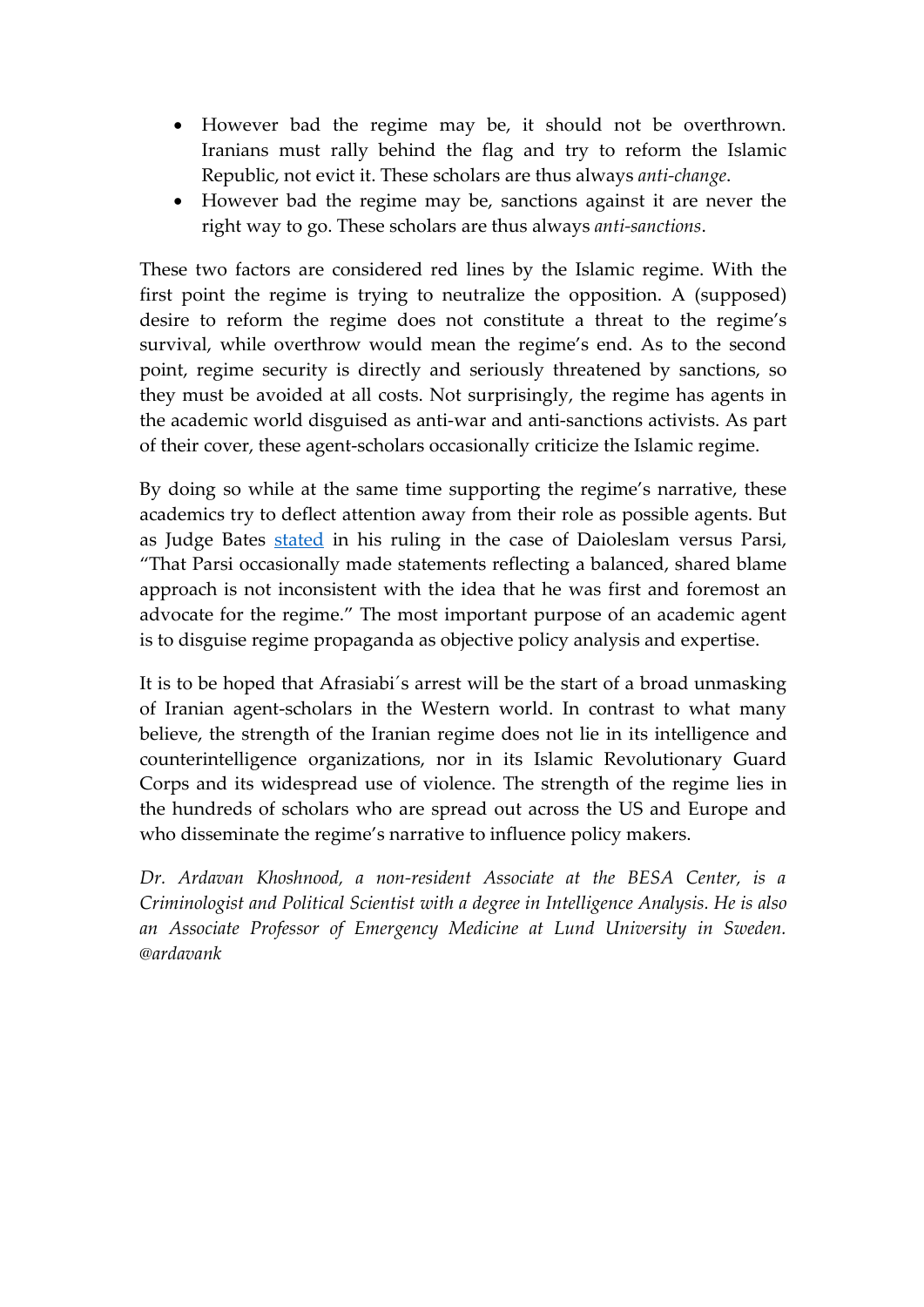- However bad the regime may be, it should not be overthrown. Iranians must rally behind the flag and try to reform the Islamic Republic, not evict it. These scholars are thus always *anti-change*.
- However bad the regime may be, sanctions against it are never the right way to go. These scholars are thus always *anti-sanctions*.

These two factors are considered red lines by the Islamic regime. With the first point the regime is trying to neutralize the opposition. A (supposed) desire to reform the regime does not constitute a threat to the regime's survival, while overthrow would mean the regime's end. As to the second point, regime security is directly and seriously threatened by sanctions, so they must be avoided at all costs. Not surprisingly, the regime has agents in the academic world disguised as anti-war and anti-sanctions activists. As part of their cover, these agent-scholars occasionally criticize the Islamic regime.

By doing so while at the same time supporting the regime's narrative, these academics try to deflect attention away from their role as possible agents. But as Judge Bates [stated] in his ruling in the case of Daioleslam versus Parsi, "That Parsi occasionally made statements reflecting a balanced, shared blame approach is not inconsistent with the idea that he was first and foremost an advocate for the regime." The most important purpose of an academic agent is to disguise regime propaganda as objective policy analysis and expertise.

It is to be hoped that Afrasiabi´s arrest will be the start of a broad unmasking of Iranian agent-scholars in the Western world. In contrast to what many believe, the strength of the Iranian regime does not lie in its intelligence and counterintelligence organizations, nor in its Islamic Revolutionary Guard Corps and its widespread use of violence. The strength of the regime lies in the hundreds of scholars who are spread out across the US and Europe and who disseminate the regime's narrative to influence policy makers.

*Dr. Ardavan Khoshnood, a non-resident Associate at the BESA Center, is a Criminologist and Political Scientist with a degree in Intelligence Analysis. He is also an Associate Professor of Emergency Medicine at Lund University in Sweden. @ardavank*